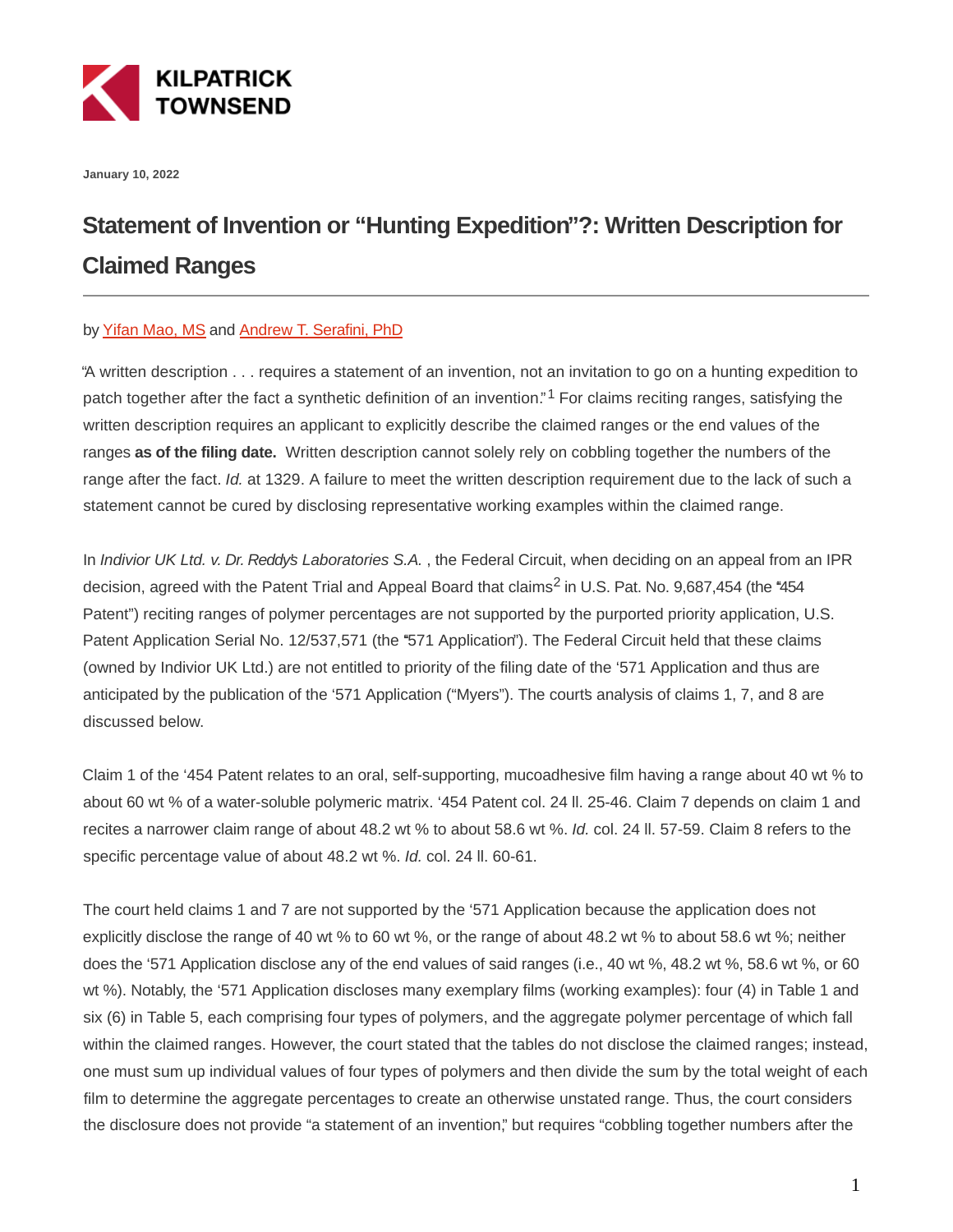KILPATRICK TOWNSEND

January 10, 2022

# Statement of Invention or "Hunting Expedition"?: Written Description for Claimed Ranges

by Yifan Mao, MS and Andrew T. Serafini, PhD

"A written description . . . requires a statement of an invention, not an invitation to go on a hunting expedition to patch together after the fact a synthetic definition of an invention."[1] For claims reciting ranges, satisfying the written description requires an applicant to explicitly describe the claimed ranges or the end values of the ranges **as of the filing date.** Written description cannot solely rely on cobbling together the numbers of the range after the fact. *Id.* at 1329. A failure to meet the written description requirement due to the lack of such a statement cannot be cured by disclosing representative working examples within the claimed range.

In *Indivior UK Ltd. v. Dr. Reddy's Laboratories S.A.* , the Federal Circuit, when deciding on an appeal from an IPR decision, agreed with the Patent Trial and Appeal Board that claims[2] in U.S. Pat. No. 9,687,454 (the "454 Patent") reciting ranges of polymer percentages are not supported by the purported priority application, U.S. Patent Application Serial No. 12/537,571 (the "571 Application"). The Federal Circuit held that these claims (owned by Indivior UK Ltd.) are not entitled to priority of the filing date of the '571 Application and thus are anticipated by the publication of the '571 Application ("Myers"). The court's analysis of claims 1, 7, and 8 are discussed below.

Claim 1 of the '454 Patent relates to an oral, self-supporting, mucoadhesive film having a range about 40 wt % to about 60 wt % of a water-soluble polymeric matrix. '454 Patent col. 24 ll. 25-46. Claim 7 depends on claim 1 and recites a narrower claim range of about 48.2 wt % to about 58.6 wt %. *Id.* col. 24 ll. 57-59. Claim 8 refers to the specific percentage value of about 48.2 wt %. *Id.* col. 24 ll. 60-61.

The court held claims 1 and 7 are not supported by the '571 Application because the application does not explicitly disclose the range of 40 wt % to 60 wt %, or the range of about 48.2 wt % to about 58.6 wt %; neither does the '571 Application disclose any of the end values of said ranges (i.e., 40 wt %, 48.2 wt %, 58.6 wt %, or 60 wt %). Notably, the '571 Application discloses many exemplary films (working examples): four (4) in Table 1 and six (6) in Table 5, each comprising four types of polymers, and the aggregate polymer percentage of which fall within the claimed ranges. However, the court stated that the tables do not disclose the claimed ranges; instead, one must sum up individual values of four types of polymers and then divide the sum by the total weight of each film to determine the aggregate percentages to create an otherwise unstated range. Thus, the court considers the disclosure does not provide "a statement of an invention," but requires "cobbling together numbers after the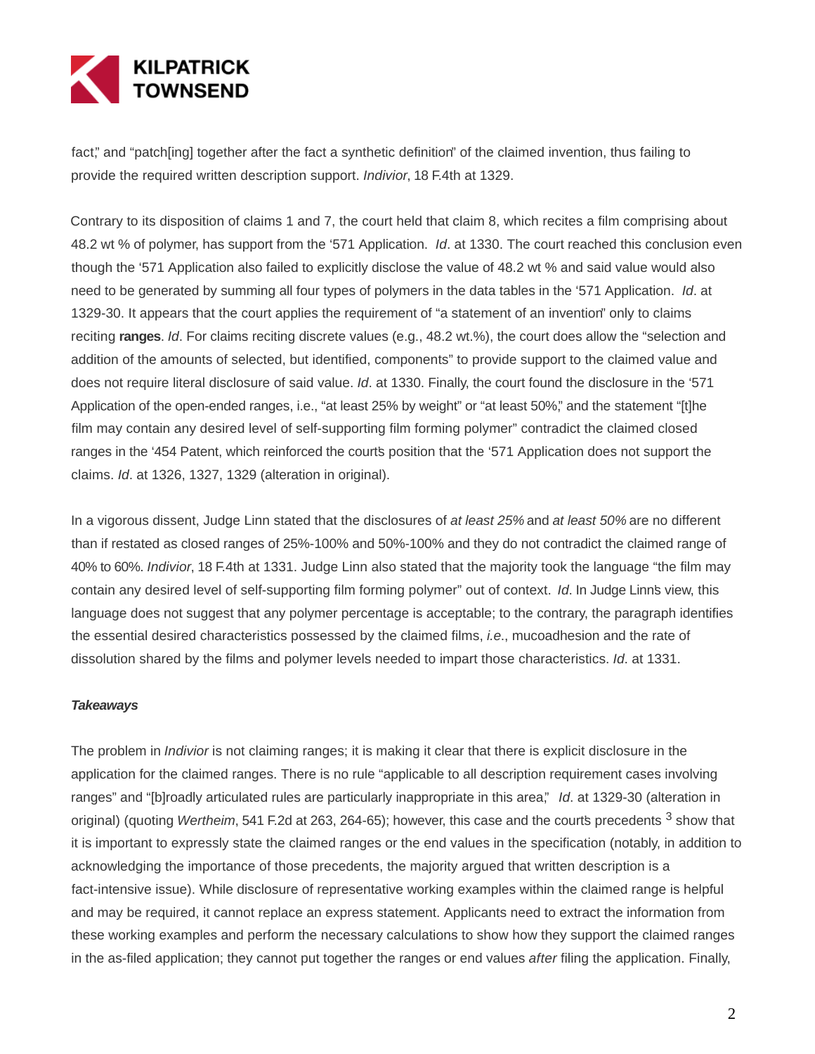fact," and "patch[ing] together after the fact a synthetic definition" of the claimed invention, thus failing to provide the required written description support. *Indivior*, 18 F.4th at 1329.

Contrary to its disposition of claims 1 and 7, the court held that claim 8, which recites a film comprising about 48.2 wt % of polymer, has support from the '571 Application. *Id*. at 1330. The court reached this conclusion even though the '571 Application also failed to explicitly disclose the value of 48.2 wt % and said value would also need to be generated by summing all four types of polymers in the data tables in the '571 Application. *Id*. at 1329-30. It appears that the court applies the requirement of "a statement of an invention" only to claims reciting **ranges**. *Id*. For claims reciting discrete values (e.g., 48.2 wt.%), the court does allow the "selection and addition of the amounts of selected, but identified, components" to provide support to the claimed value and does not require literal disclosure of said value. *Id*. at 1330. Finally, the court found the disclosure in the '571 Application of the open-ended ranges, i.e., "at least 25% by weight" or "at least 50%," and the statement "[t]he film may contain any desired level of self-supporting film forming polymer" contradict the claimed closed ranges in the '454 Patent, which reinforced the court's position that the '571 Application does not support the claims. *Id*. at 1326, 1327, 1329 (alteration in original).

In a vigorous dissent, Judge Linn stated that the disclosures of *at least 25%* and *at least 50%* are no different than if restated as closed ranges of 25%-100% and 50%-100% and they do not contradict the claimed range of 40% to 60%. *Indivior*, 18 F.4th at 1331. Judge Linn also stated that the majority took the language "the film may contain any desired level of self-supporting film forming polymer" out of context. *Id*. In Judge Linn's view, this language does not suggest that any polymer percentage is acceptable; to the contrary, the paragraph identifies the essential desired characteristics possessed by the claimed films, *i.e.*, mucoadhesion and the rate of dissolution shared by the films and polymer levels needed to impart those characteristics. *Id*. at 1331.

***Takeaways***

The problem in *Indivior* is not claiming ranges; it is making it clear that there is explicit disclosure in the application for the claimed ranges. There is no rule "applicable to all description requirement cases involving ranges" and "[b]roadly articulated rules are particularly inappropriate in this area," *Id*. at 1329-30 (alteration in original) (quoting *Wertheim*, 541 F.2d at 263, 264-65); however, this case and the court's precedents [3] show that it is important to expressly state the claimed ranges or the end values in the specification (notably, in addition to acknowledging the importance of those precedents, the majority argued that written description is a fact-intensive issue). While disclosure of representative working examples within the claimed range is helpful and may be required, it cannot replace an express statement. Applicants need to extract the information from these working examples and perform the necessary calculations to show how they support the claimed ranges in the as-filed application; they cannot put together the ranges or end values *after* filing the application. Finally,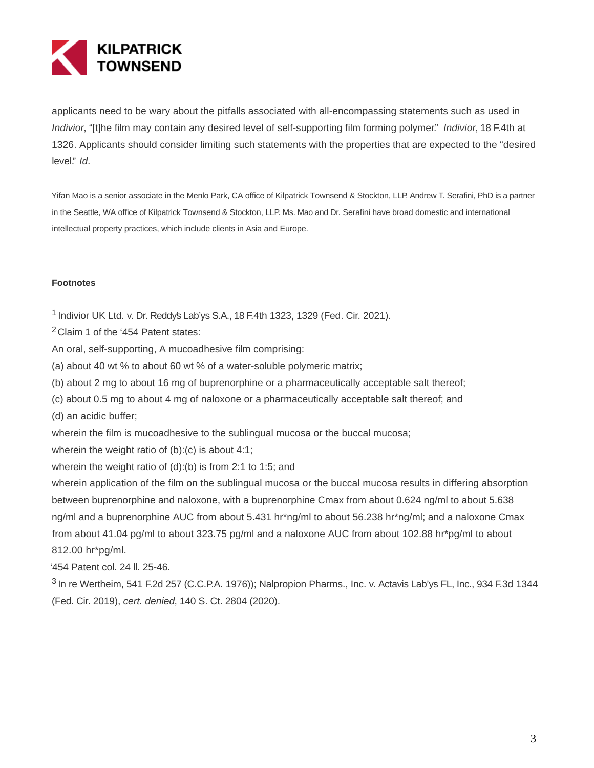applicants need to be wary about the pitfalls associated with all-encompassing statements such as used in *Indivior*, "[t]he film may contain any desired level of self-supporting film forming polymer." *Indivior*, 18 F.4th at 1326. Applicants should consider limiting such statements with the properties that are expected to the "desired level." *Id*.

Yifan Mao is a senior associate in the Menlo Park, CA office of Kilpatrick Townsend & Stockton, LLP, Andrew T. Serafini, PhD is a partner in the Seattle, WA office of Kilpatrick Townsend & Stockton, LLP. Ms. Mao and Dr. Serafini have broad domestic and international intellectual property practices, which include clients in Asia and Europe.

**Footnotes**

---

[1] Indivior UK Ltd. v. Dr. Reddy's Lab'ys S.A., 18 F.4th 1323, 1329 (Fed. Cir. 2021).

[2] Claim 1 of the '454 Patent states:

An oral, self-supporting, A mucoadhesive film comprising:

(a) about 40 wt % to about 60 wt % of a water-soluble polymeric matrix;

(b) about 2 mg to about 16 mg of buprenorphine or a pharmaceutically acceptable salt thereof;

(c) about 0.5 mg to about 4 mg of naloxone or a pharmaceutically acceptable salt thereof; and

(d) an acidic buffer;

wherein the film is mucoadhesive to the sublingual mucosa or the buccal mucosa;

wherein the weight ratio of (b):(c) is about 4:1;

wherein the weight ratio of (d):(b) is from 2:1 to 1:5; and

wherein application of the film on the sublingual mucosa or the buccal mucosa results in differing absorption between buprenorphine and naloxone, with a buprenorphine Cmax from about 0.624 ng/ml to about 5.638 ng/ml and a buprenorphine AUC from about 5.431 hr*ng/ml to about 56.238 hr*ng/ml; and a naloxone Cmax from about 41.04 pg/ml to about 323.75 pg/ml and a naloxone AUC from about 102.88 hr*pg/ml to about 812.00 hr*pg/ml.

'454 Patent col. 24 ll. 25-46.

[3] In re Wertheim, 541 F.2d 257 (C.C.P.A. 1976)); Nalpropion Pharms., Inc. v. Actavis Lab'ys FL, Inc., 934 F.3d 1344 (Fed. Cir. 2019), *cert. denied*, 140 S. Ct. 2804 (2020).